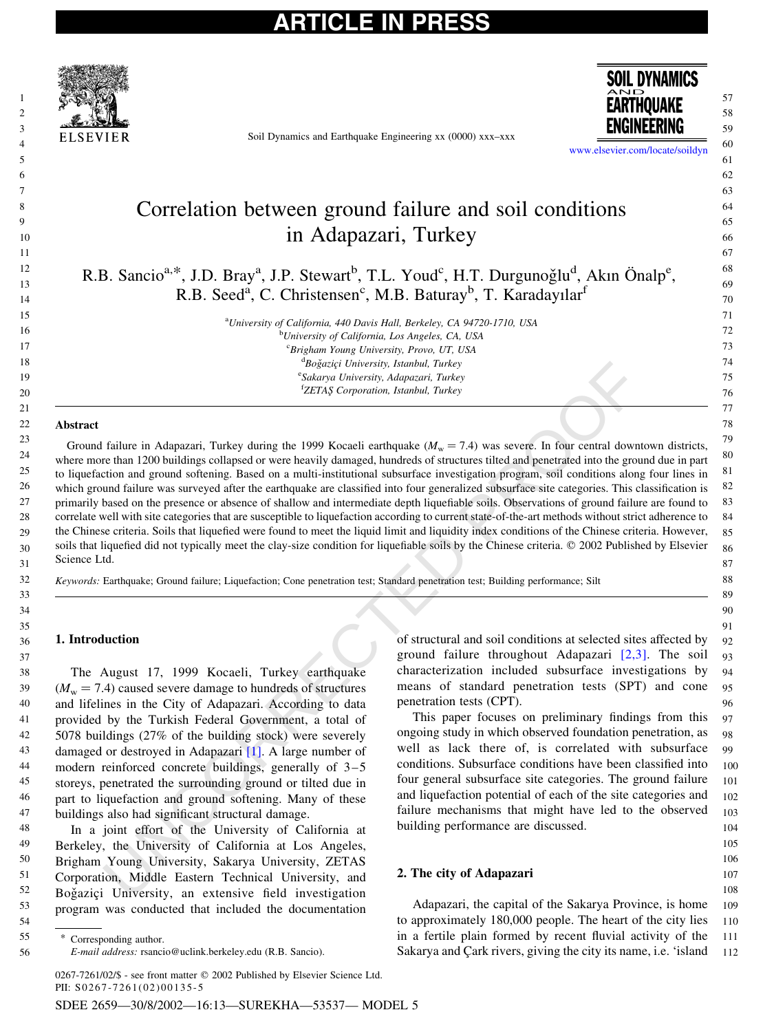# Correlation between ground failure and soil conditions in Adapazari, Turkey

R.B. Sancio[a,*], J.D. Bray[a], J.P. Stewart[b], T.L. Youd[c], H.T. Durgunoğlu[d], Akın Önalp[e], R.B. Seed[a], C. Christensen[c], M.B. Baturay[b], T. Karadayılar[f]

[a]University of California, 440 Davis Hall, Berkeley, CA 94720-1710, USA
[b]University of California, Los Angeles, CA, USA
[c]Brigham Young University, Provo, UT, USA
[d]Boğaziçi University, Istanbul, Turkey
[e]Sakarya University, Adapazari, Turkey
[f]ZETAŞ Corporation, Istanbul, Turkey

## Abstract

Ground failure in Adapazari, Turkey during the 1999 Kocaeli earthquake ($M_w = 7.4$) was severe. In four central downtown districts, where more than 1200 buildings collapsed or were heavily damaged, hundreds of structures tilted and penetrated into the ground due in part to liquefaction and ground softening. Based on a multi-institutional subsurface investigation program, soil conditions along four lines in which ground failure was surveyed after the earthquake are classified into four generalized subsurface site categories. This classification is primarily based on the presence or absence of shallow and intermediate depth liquefiable soils. Observations of ground failure are found to correlate well with site categories that are susceptible to liquefaction according to current state-of-the-art methods without strict adherence to the Chinese criteria. Soils that liquefied were found to meet the liquid limit and liquidity index conditions of the Chinese criteria. However, soils that liquefied did not typically meet the clay-size condition for liquefiable soils by the Chinese criteria. © 2002 Published by Elsevier Science Ltd.

*Keywords:* Earthquake; Ground failure; Liquefaction; Cone penetration test; Standard penetration test; Building performance; Silt

## 1. Introduction

The August 17, 1999 Kocaeli, Turkey earthquake ($M_w = 7.4$) caused severe damage to hundreds of structures and lifelines in the City of Adapazari. According to data provided by the Turkish Federal Government, a total of 5078 buildings (27% of the building stock) were severely damaged or destroyed in Adapazari [1]. A large number of modern reinforced concrete buildings, generally of 3–5 storeys, penetrated the surrounding ground or tilted due in part to liquefaction and ground softening. Many of these buildings also had significant structural damage.

In a joint effort of the University of California at Berkeley, the University of California at Los Angeles, Brigham Young University, Sakarya University, ZETAS Corporation, Middle Eastern Technical University, and Boğaziçi University, an extensive field investigation program was conducted that included the documentation of structural and soil conditions at selected sites affected by ground failure throughout Adapazari [2,3]. The soil characterization included subsurface investigations by means of standard penetration tests (SPT) and cone penetration tests (CPT).

This paper focuses on preliminary findings from this ongoing study in which observed foundation penetration, as well as lack there of, is correlated with subsurface conditions. Subsurface conditions have been classified into four general subsurface site categories. The ground failure and liquefaction potential of each of the site categories and failure mechanisms that might have led to the observed building performance are discussed.

## 2. The city of Adapazari

Adapazari, the capital of the Sakarya Province, is home to approximately 180,000 people. The heart of the city lies in a fertile plain formed by recent fluvial activity of the Sakarya and Çark rivers, giving the city its name, i.e. 'island

\* Corresponding author.
*E-mail address:* rsancio@uclink.berkeley.edu (R.B. Sancio).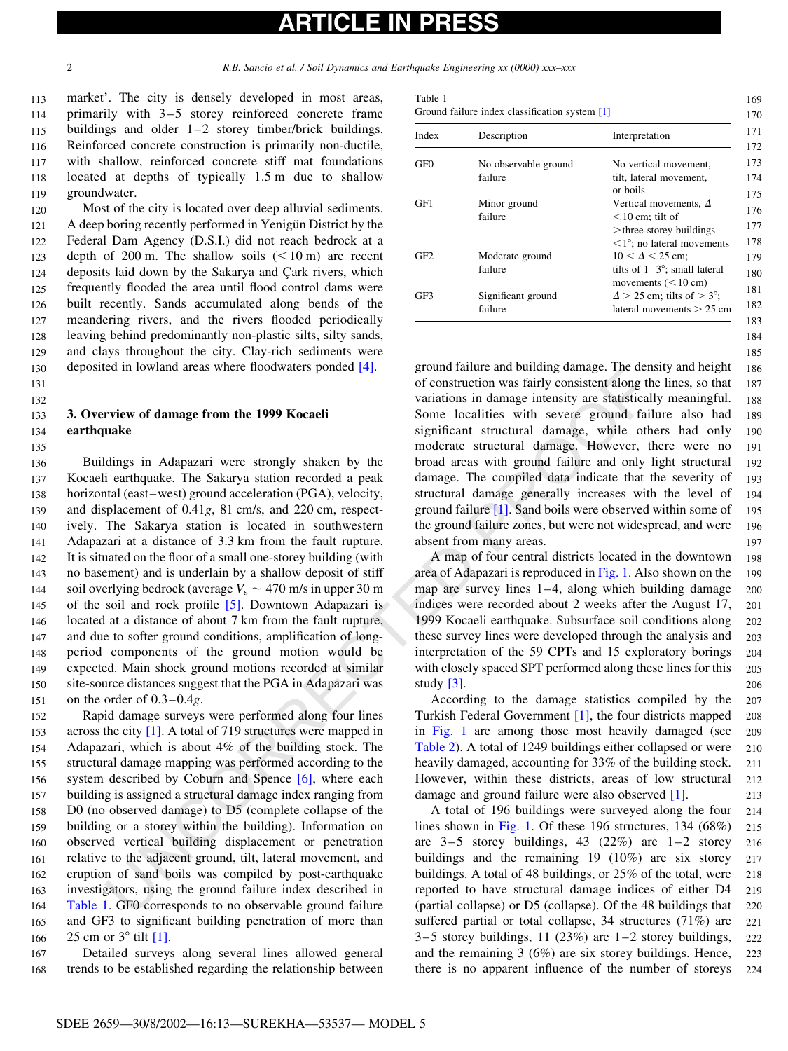market'. The city is densely developed in most areas, primarily with 3–5 storey reinforced concrete frame buildings and older 1–2 storey timber/brick buildings. Reinforced concrete construction is primarily non-ductile, with shallow, reinforced concrete stiff mat foundations located at depths of typically 1.5 m due to shallow groundwater.

Most of the city is located over deep alluvial sediments. A deep boring recently performed in Yenigün District by the Federal Dam Agency (D.S.I.) did not reach bedrock at a depth of 200 m. The shallow soils (<10 m) are recent deposits laid down by the Sakarya and Çark rivers, which frequently flooded the area until flood control dams were built recently. Sands accumulated along bends of the meandering rivers, and the rivers flooded periodically leaving behind predominantly non-plastic silts, silty sands, and clays throughout the city. Clay-rich sediments were deposited in lowland areas where floodwaters ponded [4].

## 3. Overview of damage from the 1999 Kocaeli earthquake

Buildings in Adapazari were strongly shaken by the Kocaeli earthquake. The Sakarya station recorded a peak horizontal (east–west) ground acceleration (PGA), velocity, and displacement of 0.41$g$, 81 cm/s, and 220 cm, respectively. The Sakarya station is located in southwestern Adapazari at a distance of 3.3 km from the fault rupture. It is situated on the floor of a small one-storey building (with no basement) and is underlain by a shallow deposit of stiff soil overlying bedrock (average $V_s \sim 470$ m/s in upper 30 m of the soil and rock profile [5]. Downtown Adapazari is located at a distance of about 7 km from the fault rupture, and due to softer ground conditions, amplification of long-period components of the ground motion would be expected. Main shock ground motions recorded at similar site-source distances suggest that the PGA in Adapazari was on the order of 0.3–0.4$g$.

Rapid damage surveys were performed along four lines across the city [1]. A total of 719 structures were mapped in Adapazari, which is about 4% of the building stock. The structural damage mapping was performed according to the system described by Coburn and Spence [6], where each building is assigned a structural damage index ranging from D0 (no observed damage) to D5 (complete collapse of the building or a storey within the building). Information on observed vertical building displacement or penetration relative to the adjacent ground, tilt, lateral movement, and eruption of sand boils was compiled by post-earthquake investigators, using the ground failure index described in Table 1. GF0 corresponds to no observable ground failure and GF3 to significant building penetration of more than 25 cm or 3° tilt [1].

Detailed surveys along several lines allowed general trends to be established regarding the relationship between ground failure and building damage. The density and height of construction was fairly consistent along the lines, so that variations in damage intensity are statistically meaningful. Some localities with severe ground failure also had significant structural damage, while others had only moderate structural damage. However, there were no broad areas with ground failure and only light structural damage. The compiled data indicate that the severity of structural damage generally increases with the level of ground failure [1]. Sand boils were observed within some of the ground failure zones, but were not widespread, and were absent from many areas.

Table 1
Ground failure index classification system [1]

| Index | Description | Interpretation |
|---|---|---|
| GF0 | No observable ground failure | No vertical movement, tilt, lateral movement, or boils |
| GF1 | Minor ground failure | Vertical movements, $\Delta < 10$ cm; tilt of >three-storey buildings <1°; no lateral movements |
| GF2 | Moderate ground failure | $10 < \Delta < 25$ cm; tilts of 1–3°; small lateral movements (<10 cm) |
| GF3 | Significant ground failure | $\Delta > 25$ cm; tilts of > 3°; lateral movements > 25 cm |

A map of four central districts located in the downtown area of Adapazari is reproduced in Fig. 1. Also shown on the map are survey lines 1–4, along which building damage indices were recorded about 2 weeks after the August 17, 1999 Kocaeli earthquake. Subsurface soil conditions along these survey lines were developed through the analysis and interpretation of the 59 CPTs and 15 exploratory borings with closely spaced SPT performed along these lines for this study [3].

According to the damage statistics compiled by the Turkish Federal Government [1], the four districts mapped in Fig. 1 are among those most heavily damaged (see Table 2). A total of 1249 buildings either collapsed or were heavily damaged, accounting for 33% of the building stock. However, within these districts, areas of low structural damage and ground failure were also observed [1].

A total of 196 buildings were surveyed along the four lines shown in Fig. 1. Of these 196 structures, 134 (68%) are 3–5 storey buildings, 43 (22%) are 1–2 storey buildings and the remaining 19 (10%) are six storey buildings. A total of 48 buildings, or 25% of the total, were reported to have structural damage indices of either D4 (partial collapse) or D5 (collapse). Of the 48 buildings that suffered partial or total collapse, 34 structures (71%) are 3–5 storey buildings, 11 (23%) are 1–2 storey buildings, and the remaining 3 (6%) are six storey buildings. Hence, there is no apparent influence of the number of storeys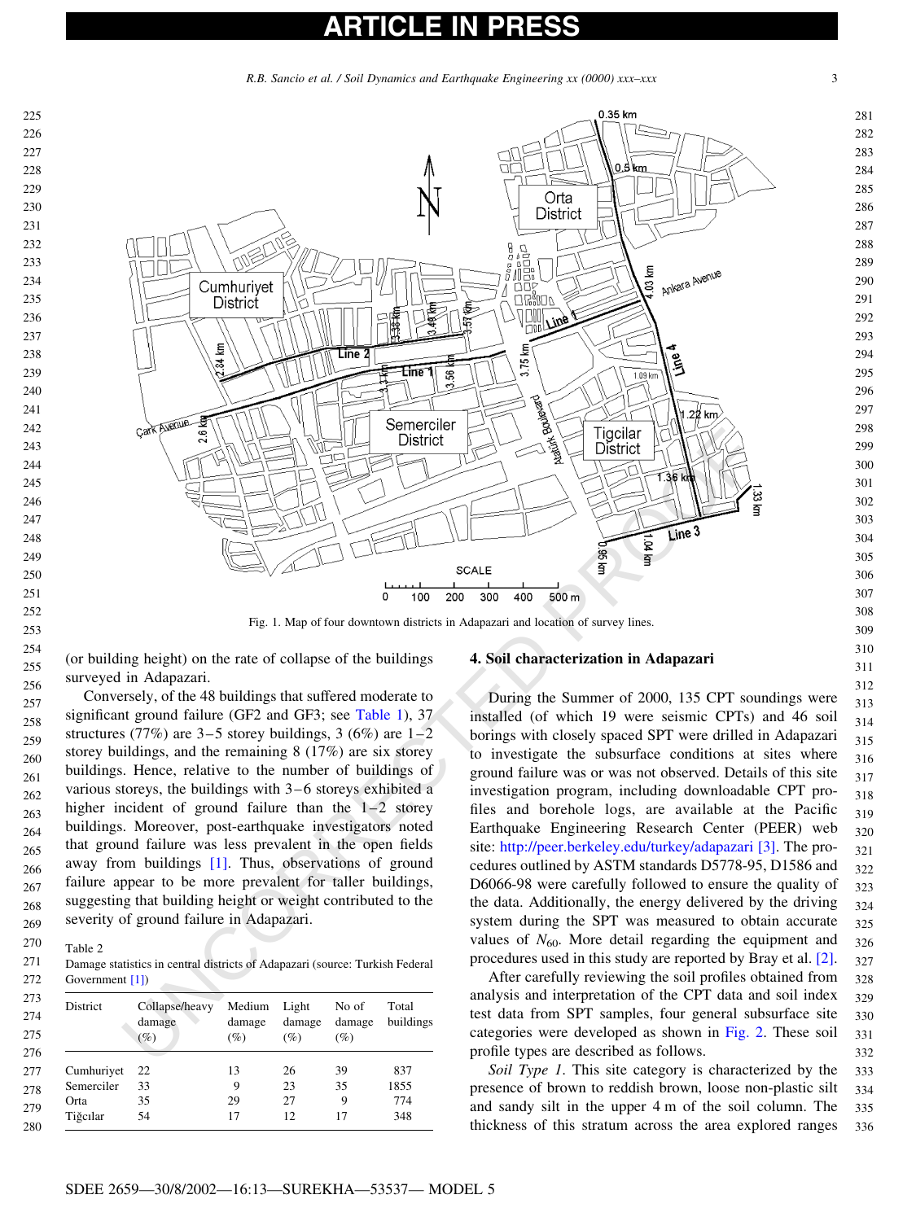Fig. 1. Map of four downtown districts in Adapazari and location of survey lines.

(or building height) on the rate of collapse of the buildings surveyed in Adapazari.

Conversely, of the 48 buildings that suffered moderate to significant ground failure (GF2 and GF3; see Table 1), 37 structures (77%) are 3–5 storey buildings, 3 (6%) are 1–2 storey buildings, and the remaining 8 (17%) are six storey buildings. Hence, relative to the number of buildings of various storeys, the buildings with 3–6 storeys exhibited a higher incident of ground failure than the 1–2 storey buildings. Moreover, post-earthquake investigators noted that ground failure was less prevalent in the open fields away from buildings [1]. Thus, observations of ground failure appear to be more prevalent for taller buildings, suggesting that building height or weight contributed to the severity of ground failure in Adapazari.

Table 2
Damage statistics in central districts of Adapazari (source: Turkish Federal Government [1])

| District | Collapse/heavy damage (%) | Medium damage (%) | Light damage (%) | No of damage (%) | Total buildings |
|---|---|---|---|---|---|
| Cumhuriyet | 22 | 13 | 26 | 39 | 837 |
| Semerciler | 33 | 9 | 23 | 35 | 1855 |
| Orta | 35 | 29 | 27 | 9 | 774 |
| Tiğcılar | 54 | 17 | 12 | 17 | 348 |

## 4. Soil characterization in Adapazari

During the Summer of 2000, 135 CPT soundings were installed (of which 19 were seismic CPTs) and 46 soil borings with closely spaced SPT were drilled in Adapazari to investigate the subsurface conditions at sites where ground failure was or was not observed. Details of this site investigation program, including downloadable CPT profiles and borehole logs, are available at the Pacific Earthquake Engineering Research Center (PEER) web site: http://peer.berkeley.edu/turkey/adapazari [3]. The procedures outlined by ASTM standards D5778-95, D1586 and D6066-98 were carefully followed to ensure the quality of the data. Additionally, the energy delivered by the driving system during the SPT was measured to obtain accurate values of $N_{60}$. More detail regarding the equipment and procedures used in this study are reported by Bray et al. [2].

After carefully reviewing the soil profiles obtained from analysis and interpretation of the CPT data and soil index test data from SPT samples, four general subsurface site categories were developed as shown in Fig. 2. These soil profile types are described as follows.

*Soil Type 1*. This site category is characterized by the presence of brown to reddish brown, loose non-plastic silt and sandy silt in the upper 4 m of the soil column. The thickness of this stratum across the area explored ranges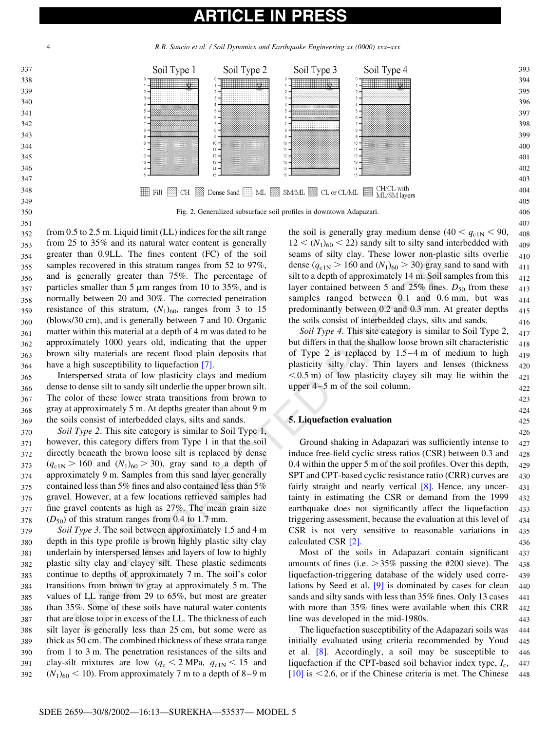Fig. 2. Generalized subsurface soil profiles in downtown Adapazari.

from 0.5 to 2.5 m. Liquid limit (LL) indices for the silt range from 25 to 35% and its natural water content is generally greater than 0.9LL. The fines content (FC) of the soil samples recovered in this stratum ranges from 52 to 97%, and is generally greater than 75%. The percentage of particles smaller than 5 μm ranges from 10 to 35%, and is normally between 20 and 30%. The corrected penetration resistance of this stratum, $(N_1)_{60}$, ranges from 3 to 15 (blows/30 cm), and is generally between 7 and 10. Organic matter within this material at a depth of 4 m was dated to be approximately 1000 years old, indicating that the upper brown silty materials are recent flood plain deposits that have a high susceptibility to liquefaction [7].

Interspersed strata of low plasticity clays and medium dense to dense silt to sandy silt underlie the upper brown silt. The color of these lower strata transitions from brown to gray at approximately 5 m. At depths greater than about 9 m the soils consist of interbedded clays, silts and sands.

*Soil Type 2*. This site category is similar to Soil Type 1, however, this category differs from Type 1 in that the soil directly beneath the brown loose silt is replaced by dense ($q_{c1N} > 160$ and $(N_1)_{60} > 30$), gray sand to a depth of approximately 9 m. Samples from this sand layer generally contained less than 5% fines and also contained less than 5% gravel. However, at a few locations retrieved samples had fine gravel contents as high as 27%. The mean grain size ($D_{50}$) of this stratum ranges from 0.4 to 1.7 mm.

*Soil Type 3*. The soil between approximately 1.5 and 4 m depth in this type profile is brown highly plastic silty clay underlain by interspersed lenses and layers of low to highly plastic silty clay and clayey silt. These plastic sediments continue to depths of approximately 7 m. The soil's color transitions from brown to gray at approximately 5 m. The values of LL range from 29 to 65%, but most are greater than 35%. Some of these soils have natural water contents that are close to or in excess of the LL. The thickness of each silt layer is generally less than 25 cm, but some were as thick as 50 cm. The combined thickness of these strata range from 1 to 3 m. The penetration resistances of the silts and clay-silt mixtures are low ($q_c < 2$ MPa, $q_{c1N} < 15$ and $(N_1)_{60} < 10$). From approximately 7 m to a depth of 8–9 m the soil is generally gray medium dense ($40 < q_{c1N} < 90$, $12 < (N_1)_{60} < 22$) sandy silt to silty sand interbedded with seams of silty clay. These lower non-plastic silts overlie dense ($q_{c1N} > 160$ and $(N_1)_{60} > 30$) gray sand to sand with silt to a depth of approximately 14 m. Soil samples from this layer contained between 5 and 25% fines. $D_{50}$ from these samples ranged between 0.1 and 0.6 mm, but was predominantly between 0.2 and 0.3 mm. At greater depths the soils consist of interbedded clays, silts and sands.

*Soil Type 4*. This site category is similar to Soil Type 2, but differs in that the shallow loose brown silt characteristic of Type 2 is replaced by 1.5–4 m of medium to high plasticity silty clay. Thin layers and lenses (thickness <0.5 m) of low plasticity clayey silt may lie within the upper 4–5 m of the soil column.

## 5. Liquefaction evaluation

Ground shaking in Adapazari was sufficiently intense to induce free-field cyclic stress ratios (CSR) between 0.3 and 0.4 within the upper 5 m of the soil profiles. Over this depth, SPT and CPT-based cyclic resistance ratio (CRR) curves are fairly straight and nearly vertical [8]. Hence, any uncertainty in estimating the CSR or demand from the 1999 earthquake does not significantly affect the liquefaction triggering assessment, because the evaluation at this level of CSR is not very sensitive to reasonable variations in calculated CSR [2].

Most of the soils in Adapazari contain significant amounts of fines (i.e. >35% passing the #200 sieve). The liquefaction-triggering database of the widely used correlations by Seed et al. [9] is dominated by cases for clean sands and silty sands with less than 35% fines. Only 13 cases with more than 35% fines were available when this CRR line was developed in the mid-1980s.

The liquefaction susceptibility of the Adapazari soils was initially evaluated using criteria recommended by Youd et al. [8]. Accordingly, a soil may be susceptible to liquefaction if the CPT-based soil behavior index type, $I_c$, [10] is <2.6, or if the Chinese criteria is met. The Chinese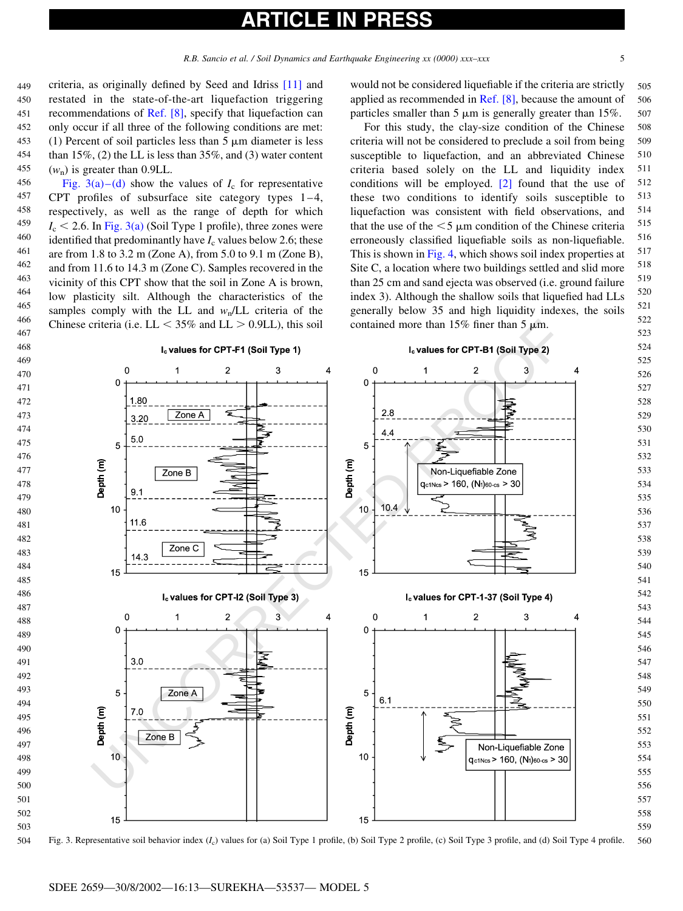criteria, as originally defined by Seed and Idriss [11] and restated in the state-of-the-art liquefaction triggering recommendations of Ref. [8], specify that liquefaction can only occur if all three of the following conditions are met: (1) Percent of soil particles less than 5 μm diameter is less than 15%, (2) the LL is less than 35%, and (3) water content ($w_n$) is greater than 0.9LL.

Fig. 3(a)–(d) show the values of $I_c$ for representative CPT profiles of subsurface site category types 1–4, respectively, as well as the range of depth for which $I_c < 2.6$. In Fig. 3(a) (Soil Type 1 profile), three zones were identified that predominantly have $I_c$ values below 2.6; these are from 1.8 to 3.2 m (Zone A), from 5.0 to 9.1 m (Zone B), and from 11.6 to 14.3 m (Zone C). Samples recovered in the vicinity of this CPT show that the soil in Zone A is brown, low plasticity silt. Although the characteristics of the samples comply with the LL and $w_n$/LL criteria of the Chinese criteria (i.e. LL < 35% and LL > 0.9LL), this soil would not be considered liquefiable if the criteria are strictly applied as recommended in Ref. [8], because the amount of particles smaller than 5 μm is generally greater than 15%.

For this study, the clay-size condition of the Chinese criteria will not be considered to preclude a soil from being susceptible to liquefaction, and an abbreviated Chinese criteria based solely on the LL and liquidity index conditions will be employed. [2] found that the use of these two conditions to identify soils susceptible to liquefaction was consistent with field observations, and that the use of the <5 μm condition of the Chinese criteria erroneously classified liquefiable soils as non-liquefiable. This is shown in Fig. 4, which shows soil index properties at Site C, a location where two buildings settled and slid more than 25 cm and sand ejecta was observed (i.e. ground failure index 3). Although the shallow soils that liquefied had LLs generally below 35 and high liquidity indexes, the soils contained more than 15% finer than 5 μm.

Fig. 3. Representative soil behavior index ($I_c$) values for (a) Soil Type 1 profile, (b) Soil Type 2 profile, (c) Soil Type 3 profile, and (d) Soil Type 4 profile.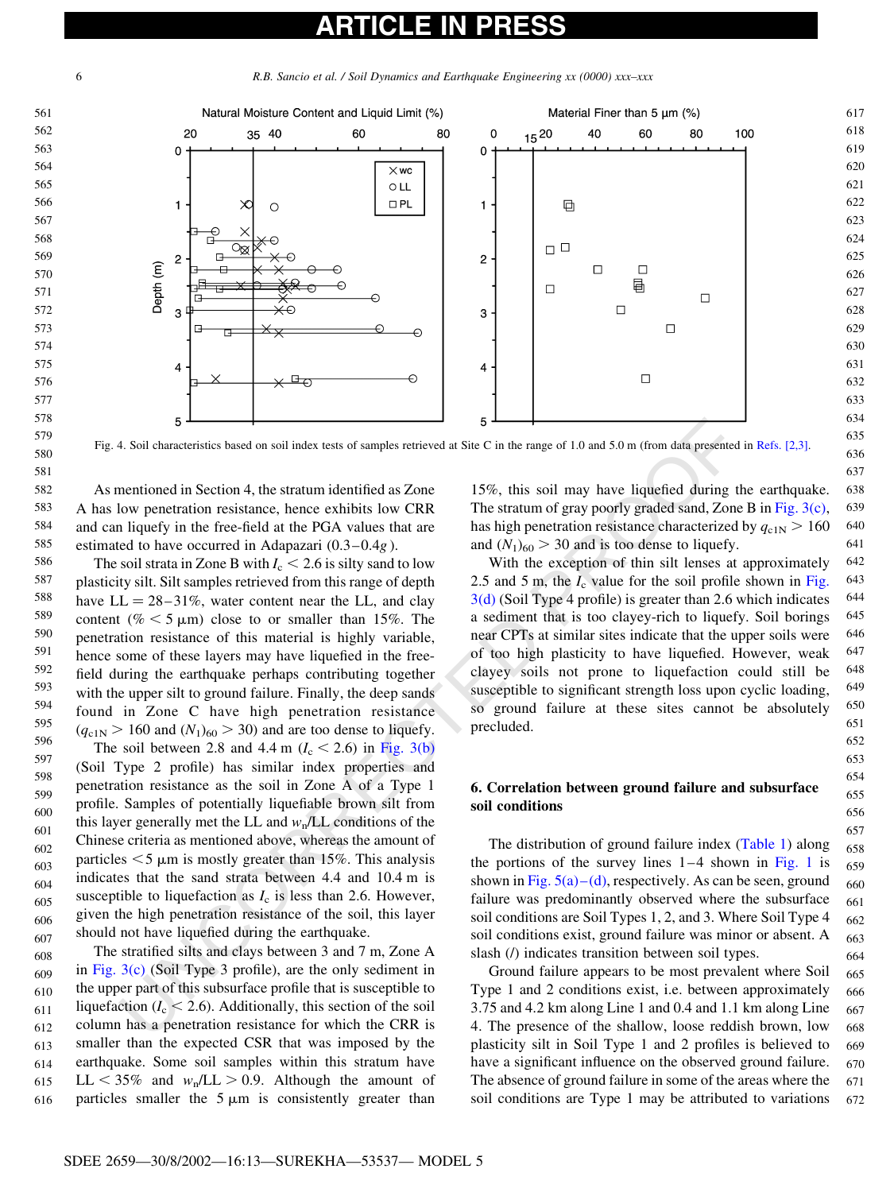Fig. 4. Soil characteristics based on soil index tests of samples retrieved at Site C in the range of 1.0 and 5.0 m (from data presented in Refs. [2,3].

As mentioned in Section 4, the stratum identified as Zone A has low penetration resistance, hence exhibits low CRR and can liquefy in the free-field at the PGA values that are estimated to have occurred in Adapazari (0.3–0.4$g$).

The soil strata in Zone B with $I_c < 2.6$ is silty sand to low plasticity silt. Silt samples retrieved from this range of depth have LL = 28–31%, water content near the LL, and clay content (% < 5 μm) close to or smaller than 15%. The penetration resistance of this material is highly variable, hence some of these layers may have liquefied in the free-field during the earthquake perhaps contributing together with the upper silt to ground failure. Finally, the deep sands found in Zone C have high penetration resistance ($q_{c1N} > 160$ and $(N_1)_{60} > 30$) and are too dense to liquefy.

The soil between 2.8 and 4.4 m ($I_c < 2.6$) in Fig. 3(b) (Soil Type 2 profile) has similar index properties and penetration resistance as the soil in Zone A of a Type 1 profile. Samples of potentially liquefiable brown silt from this layer generally met the LL and $w_n$/LL conditions of the Chinese criteria as mentioned above, whereas the amount of particles < 5 μm is mostly greater than 15%. This analysis indicates that the sand strata between 4.4 and 10.4 m is susceptible to liquefaction as $I_c$ is less than 2.6. However, given the high penetration resistance of the soil, this layer should not have liquefied during the earthquake.

The stratified silts and clays between 3 and 7 m, Zone A in Fig. 3(c) (Soil Type 3 profile), are the only sediment in the upper part of this subsurface profile that is susceptible to liquefaction ($I_c < 2.6$). Additionally, this section of the soil column has a penetration resistance for which the CRR is smaller than the expected CSR that was imposed by the earthquake. Some soil samples within this stratum have LL < 35% and $w_n$/LL > 0.9. Although the amount of particles smaller the 5 μm is consistently greater than 15%, this soil may have liquefied during the earthquake. The stratum of gray poorly graded sand, Zone B in Fig. 3(c), has high penetration resistance characterized by $q_{c1N} > 160$ and $(N_1)_{60} > 30$ and is too dense to liquefy.

With the exception of thin silt lenses at approximately 2.5 and 5 m, the $I_c$ value for the soil profile shown in Fig. 3(d) (Soil Type 4 profile) is greater than 2.6 which indicates a sediment that is too clayey-rich to liquefy. Soil borings near CPTs at similar sites indicate that the upper soils were of too high plasticity to have liquefied. However, weak clayey soils not prone to liquefaction could still be susceptible to significant strength loss upon cyclic loading, so ground failure at these sites cannot be absolutely precluded.

## 6. Correlation between ground failure and subsurface soil conditions

The distribution of ground failure index (Table 1) along the portions of the survey lines 1–4 shown in Fig. 1 is shown in Fig. 5(a)–(d), respectively. As can be seen, ground failure was predominantly observed where the subsurface soil conditions are Soil Types 1, 2, and 3. Where Soil Type 4 soil conditions exist, ground failure was minor or absent. A slash (/) indicates transition between soil types.

Ground failure appears to be most prevalent where Soil Type 1 and 2 conditions exist, i.e. between approximately 3.75 and 4.2 km along Line 1 and 0.4 and 1.1 km along Line 4. The presence of the shallow, loose reddish brown, low plasticity silt in Soil Type 1 and 2 profiles is believed to have a significant influence on the observed ground failure. The absence of ground failure in some of the areas where the soil conditions are Type 1 may be attributed to variations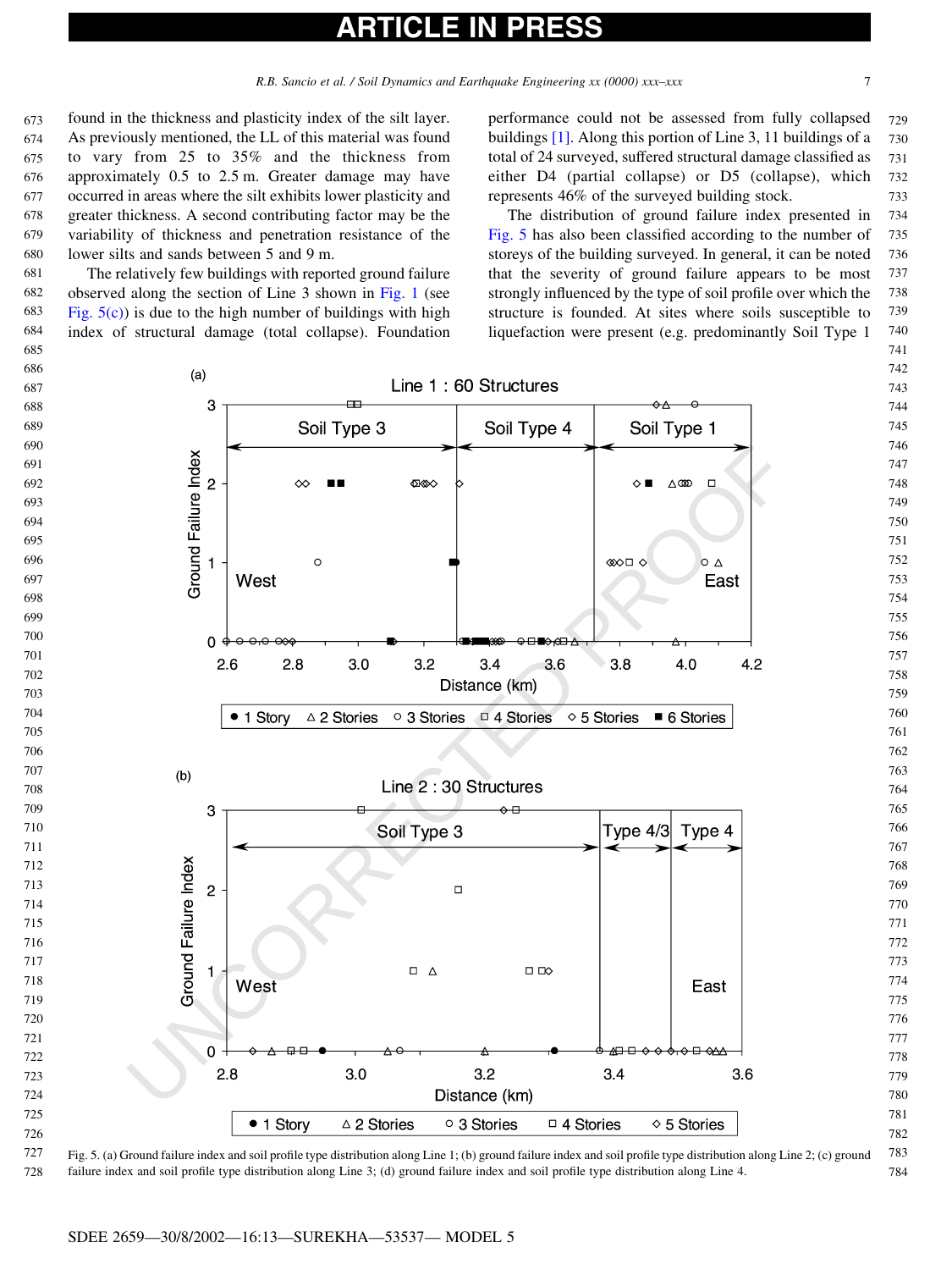found in the thickness and plasticity index of the silt layer. As previously mentioned, the LL of this material was found to vary from 25 to 35% and the thickness from approximately 0.5 to 2.5 m. Greater damage may have occurred in areas where the silt exhibits lower plasticity and greater thickness. A second contributing factor may be the variability of thickness and penetration resistance of the lower silts and sands between 5 and 9 m.

The relatively few buildings with reported ground failure observed along the section of Line 3 shown in Fig. 1 (see Fig. 5(c)) is due to the high number of buildings with high index of structural damage (total collapse). Foundation performance could not be assessed from fully collapsed buildings [1]. Along this portion of Line 3, 11 buildings of a total of 24 surveyed, suffered structural damage classified as either D4 (partial collapse) or D5 (collapse), which represents 46% of the surveyed building stock.

The distribution of ground failure index presented in Fig. 5 has also been classified according to the number of storeys of the building surveyed. In general, it can be noted that the severity of ground failure appears to be most strongly influenced by the type of soil profile over which the structure is founded. At sites where soils susceptible to liquefaction were present (e.g. predominantly Soil Type 1

Fig. 5. (a) Ground failure index and soil profile type distribution along Line 1; (b) ground failure index and soil profile type distribution along Line 2; (c) ground failure index and soil profile type distribution along Line 3; (d) ground failure index and soil profile type distribution along Line 4.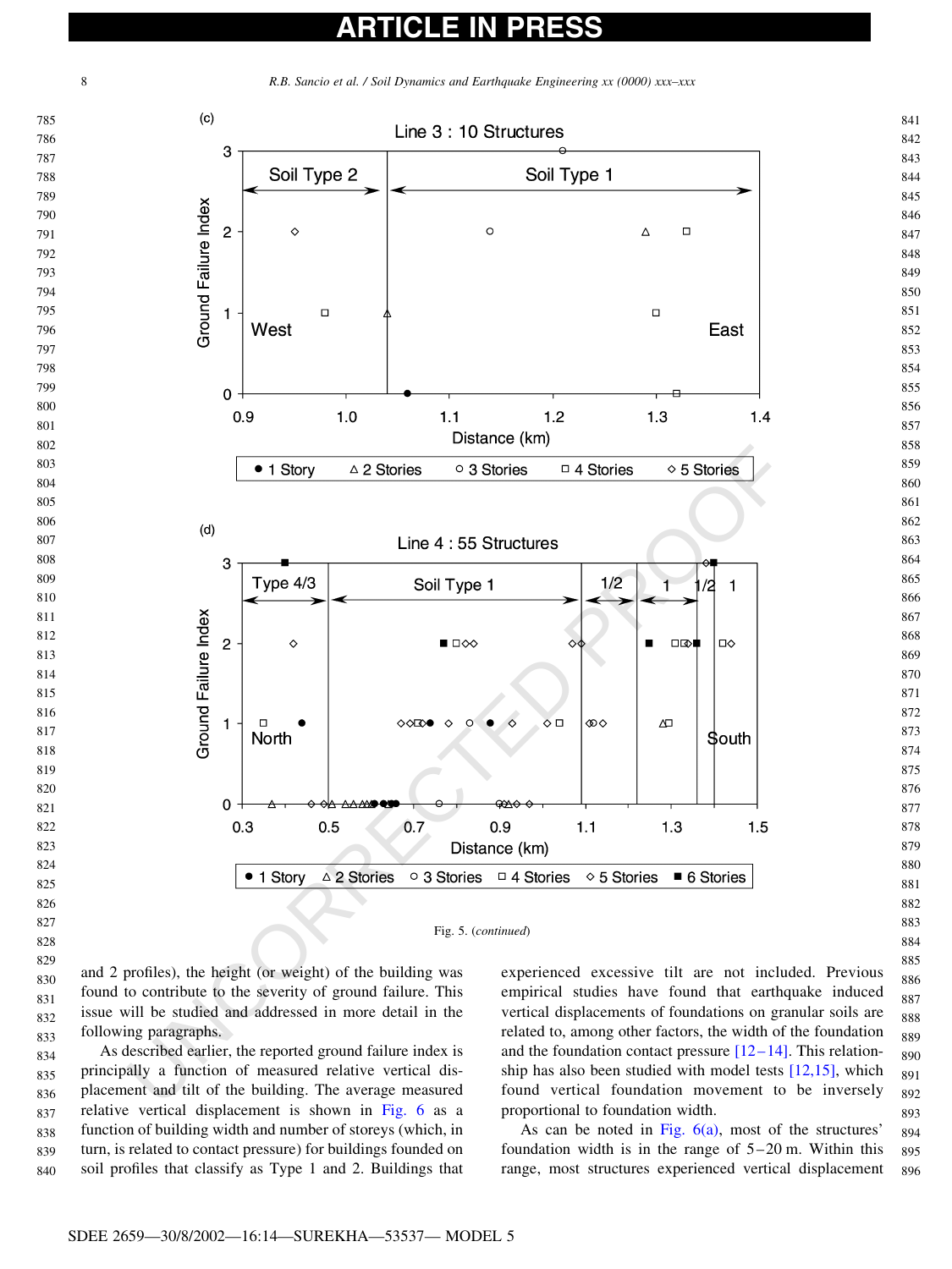Fig. 5. (*continued*)

and 2 profiles), the height (or weight) of the building was found to contribute to the severity of ground failure. This issue will be studied and addressed in more detail in the following paragraphs.

As described earlier, the reported ground failure index is principally a function of measured relative vertical displacement and tilt of the building. The average measured relative vertical displacement is shown in Fig. 6 as a function of building width and number of storeys (which, in turn, is related to contact pressure) for buildings founded on soil profiles that classify as Type 1 and 2. Buildings that experienced excessive tilt are not included. Previous empirical studies have found that earthquake induced vertical displacements of foundations on granular soils are related to, among other factors, the width of the foundation and the foundation contact pressure [12–14]. This relationship has also been studied with model tests [12,15], which found vertical foundation movement to be inversely proportional to foundation width.

As can be noted in Fig. 6(a), most of the structures' foundation width is in the range of 5–20 m. Within this range, most structures experienced vertical displacement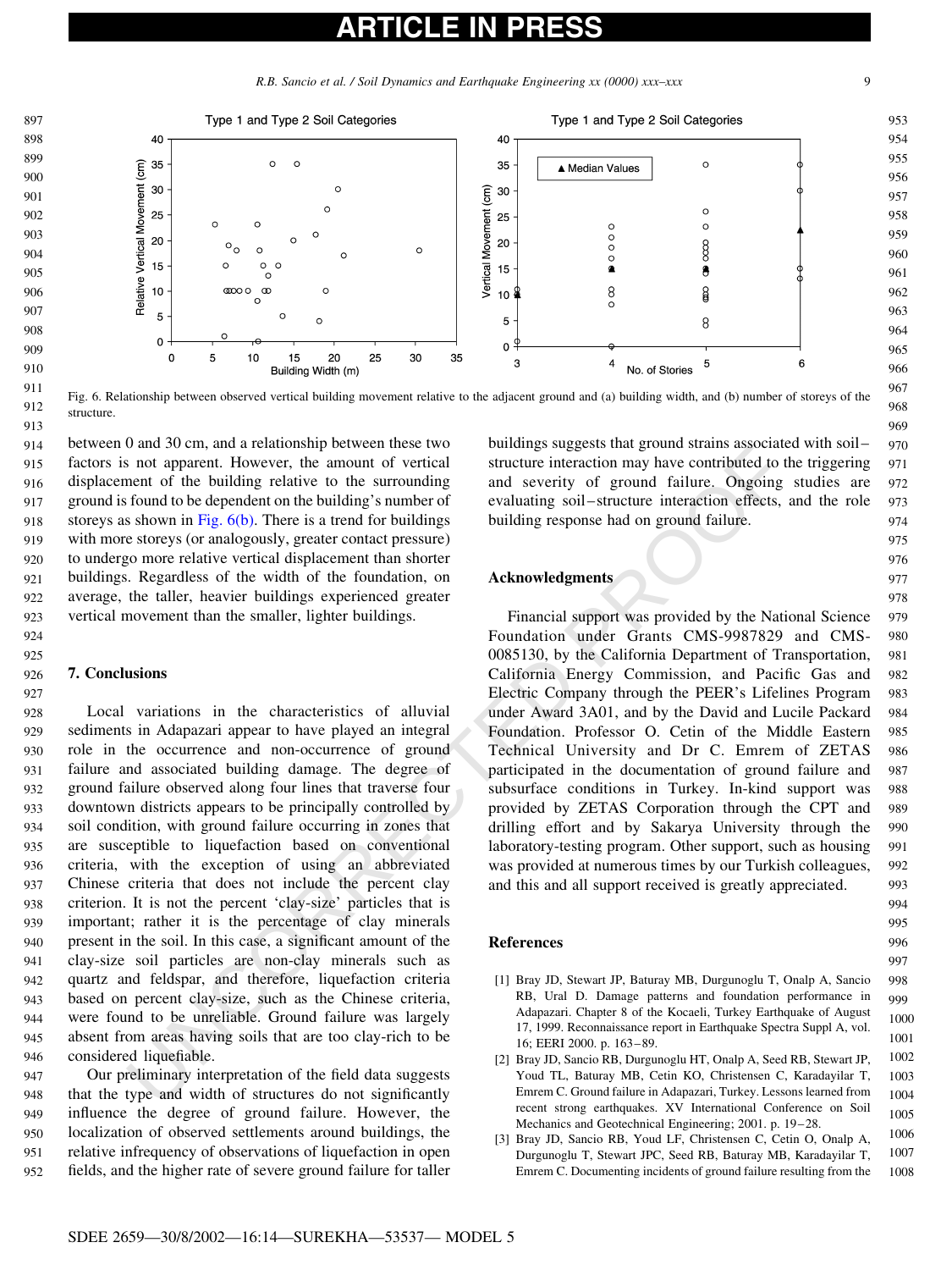Fig. 6. Relationship between observed vertical building movement relative to the adjacent ground and (a) building width, and (b) number of storeys of the structure.

between 0 and 30 cm, and a relationship between these two factors is not apparent. However, the amount of vertical displacement of the building relative to the surrounding ground is found to be dependent on the building's number of storeys as shown in Fig. 6(b). There is a trend for buildings with more storeys (or analogously, greater contact pressure) to undergo more relative vertical displacement than shorter buildings. Regardless of the width of the foundation, on average, the taller, heavier buildings experienced greater vertical movement than the smaller, lighter buildings.

## 7. Conclusions

Local variations in the characteristics of alluvial sediments in Adapazari appear to have played an integral role in the occurrence and non-occurrence of ground failure and associated building damage. The degree of ground failure observed along four lines that traverse four downtown districts appears to be principally controlled by soil condition, with ground failure occurring in zones that are susceptible to liquefaction based on conventional criteria, with the exception of using an abbreviated Chinese criteria that does not include the percent clay criterion. It is not the percent 'clay-size' particles that is important; rather it is the percentage of clay minerals present in the soil. In this case, a significant amount of the clay-size soil particles are non-clay minerals such as quartz and feldspar, and therefore, liquefaction criteria based on percent clay-size, such as the Chinese criteria, were found to be unreliable. Ground failure was largely absent from areas having soils that are too clay-rich to be considered liquefiable.

Our preliminary interpretation of the field data suggests that the type and width of structures do not significantly influence the degree of ground failure. However, the localization of observed settlements around buildings, the relative infrequency of observations of liquefaction in open fields, and the higher rate of severe ground failure for taller buildings suggests that ground strains associated with soil–structure interaction may have contributed to the triggering and severity of ground failure. Ongoing studies are evaluating soil–structure interaction effects, and the role building response had on ground failure.

## Acknowledgments

Financial support was provided by the National Science Foundation under Grants CMS-9987829 and CMS-0085130, by the California Department of Transportation, California Energy Commission, and Pacific Gas and Electric Company through the PEER's Lifelines Program under Award 3A01, and by the David and Lucile Packard Foundation. Professor O. Cetin of the Middle Eastern Technical University and Dr C. Emrem of ZETAS participated in the documentation of ground failure and subsurface conditions in Turkey. In-kind support was provided by ZETAS Corporation through the CPT and drilling effort and by Sakarya University through the laboratory-testing program. Other support, such as housing was provided at numerous times by our Turkish colleagues, and this and all support received is greatly appreciated.

## References

[1] Bray JD, Stewart JP, Baturay MB, Durgunoglu T, Onalp A, Sancio RB, Ural D. Damage patterns and foundation performance in Adapazari. Chapter 8 of the Kocaeli, Turkey Earthquake of August 17, 1999. Reconnaissance report in Earthquake Spectra Suppl A, vol. 16; EERI 2000. p. 163–89.

[2] Bray JD, Sancio RB, Durgunoglu HT, Onalp A, Seed RB, Stewart JP, Youd TL, Baturay MB, Cetin KO, Christensen C, Karadayilar T, Emrem C. Ground failure in Adapazari, Turkey. Lessons learned from recent strong earthquakes. XV International Conference on Soil Mechanics and Geotechnical Engineering; 2001. p. 19–28.

[3] Bray JD, Sancio RB, Youd LF, Christensen C, Cetin O, Onalp A, Durgunoglu T, Stewart JPC, Seed RB, Baturay MB, Karadayilar T, Emrem C. Documenting incidents of ground failure resulting from the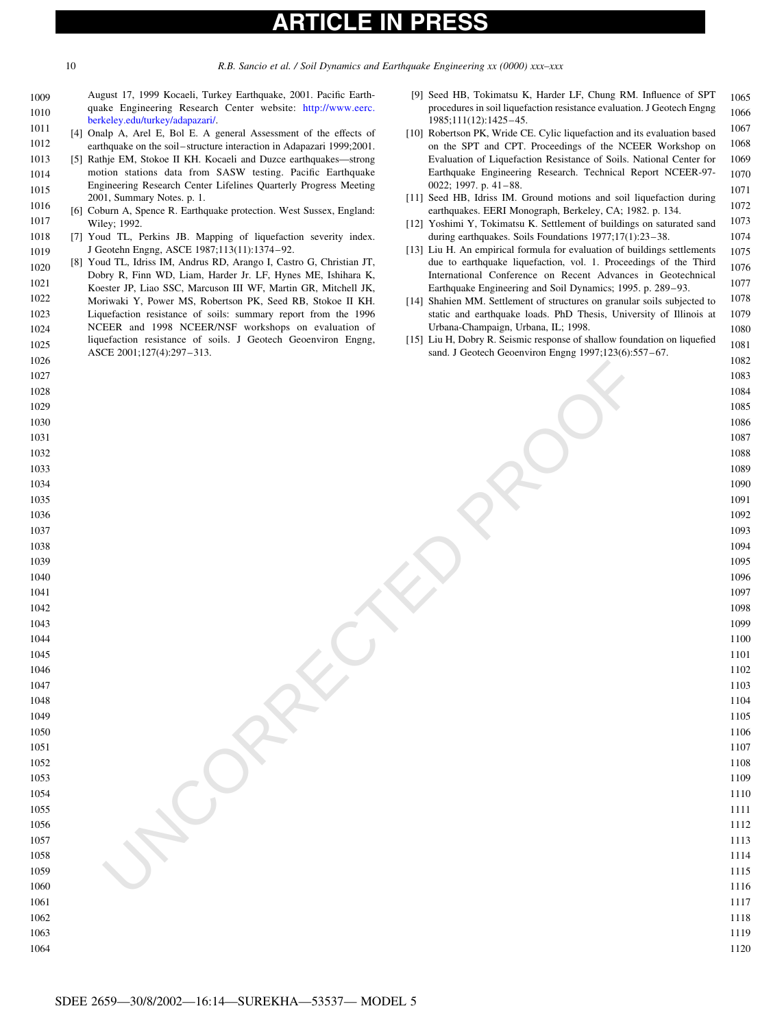August 17, 1999 Kocaeli, Turkey Earthquake, 2001. Pacific Earthquake Engineering Research Center website: http://www.eerc.berkeley.edu/turkey/adapazari/.

[4] Onalp A, Arel E, Bol E. A general Assessment of the effects of earthquake on the soil–structure interaction in Adapazari 1999;2001.

[5] Rathje EM, Stokoe II KH. Kocaeli and Duzce earthquakes—strong motion stations data from SASW testing. Pacific Earthquake Engineering Research Center Lifelines Quarterly Progress Meeting 2001, Summary Notes. p. 1.

[6] Coburn A, Spence R. Earthquake protection. West Sussex, England: Wiley; 1992.

[7] Youd TL, Perkins JB. Mapping of liquefaction severity index. J Geotehn Engng, ASCE 1987;113(11):1374–92.

[8] Youd TL, Idriss IM, Andrus RD, Arango I, Castro G, Christian JT, Dobry R, Finn WD, Liam, Harder Jr. LF, Hynes ME, Ishihara K, Koester JP, Liao SSC, Marcuson III WF, Martin GR, Mitchell JK, Moriwaki Y, Power MS, Robertson PK, Seed RB, Stokoe II KH. Liquefaction resistance of soils: summary report from the 1996 NCEER and 1998 NCEER/NSF workshops on evaluation of liquefaction resistance of soils. J Geotech Geoenviron Engng, ASCE 2001;127(4):297–313.

[9] Seed HB, Tokimatsu K, Harder LF, Chung RM. Influence of SPT procedures in soil liquefaction resistance evaluation. J Geotech Engng 1985;111(12):1425–45.

[10] Robertson PK, Wride CE. Cylic liquefaction and its evaluation based on the SPT and CPT. Proceedings of the NCEER Workshop on Evaluation of Liquefaction Resistance of Soils. National Center for Earthquake Engineering Research. Technical Report NCEER-97-0022; 1997. p. 41–88.

[11] Seed HB, Idriss IM. Ground motions and soil liquefaction during earthquakes. EERI Monograph, Berkeley, CA; 1982. p. 134.

[12] Yoshimi Y, Tokimatsu K. Settlement of buildings on saturated sand during earthquakes. Soils Foundations 1977;17(1):23–38.

[13] Liu H. An empirical formula for evaluation of buildings settlements due to earthquake liquefaction, vol. 1. Proceedings of the Third International Conference on Recent Advances in Geotechnical Earthquake Engineering and Soil Dynamics; 1995. p. 289–93.

[14] Shahien MM. Settlement of structures on granular soils subjected to static and earthquake loads. PhD Thesis, University of Illinois at Urbana-Champaign, Urbana, IL; 1998.

[15] Liu H, Dobry R. Seismic response of shallow foundation on liquefied sand. J Geotech Geoenviron Engng 1997;123(6):557–67.